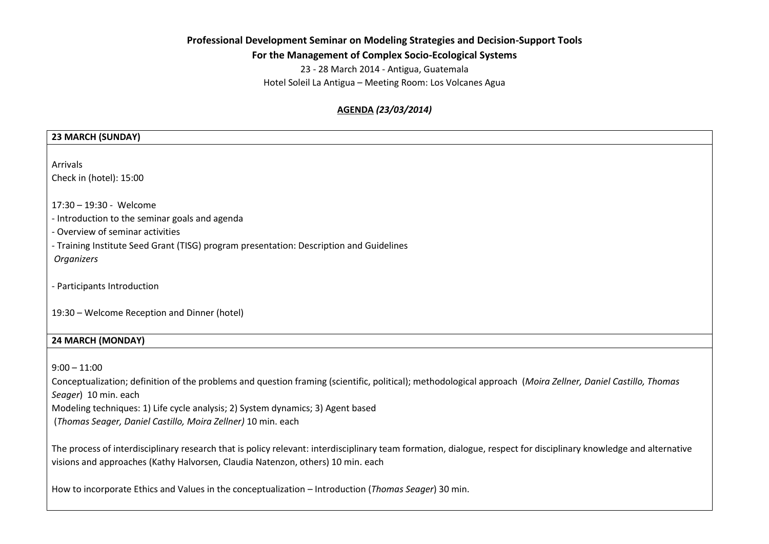**Professional Development Seminar on Modeling Strategies and Decision-Support Tools**
**For the Management of Complex Socio-Ecological Systems**

23 - 28 March 2014 - Antigua, Guatemala

Hotel Soleil La Antigua – Meeting Room: Los Volcanes Agua

**AGENDA** ***(23/03/2014)***

## 23 MARCH (SUNDAY)

Arrivals
Check in (hotel): 15:00

17:30 – 19:30 - Welcome

- Introduction to the seminar goals and agenda
- Overview of seminar activities
- Training Institute Seed Grant (TISG) program presentation: Description and Guidelines

*Organizers*

- Participants Introduction

19:30 – Welcome Reception and Dinner (hotel)

## 24 MARCH (MONDAY)

9:00 – 11:00

Conceptualization; definition of the problems and question framing (scientific, political); methodological approach (*Moira Zellner, Daniel Castillo, Thomas Seager*) 10 min. each

Modeling techniques: 1) Life cycle analysis; 2) System dynamics; 3) Agent based
(*Thomas Seager, Daniel Castillo, Moira Zellner)* 10 min. each

The process of interdisciplinary research that is policy relevant: interdisciplinary team formation, dialogue, respect for disciplinary knowledge and alternative visions and approaches (Kathy Halvorsen, Claudia Natenzon, others) 10 min. each

How to incorporate Ethics and Values in the conceptualization – Introduction (*Thomas Seager*) 30 min.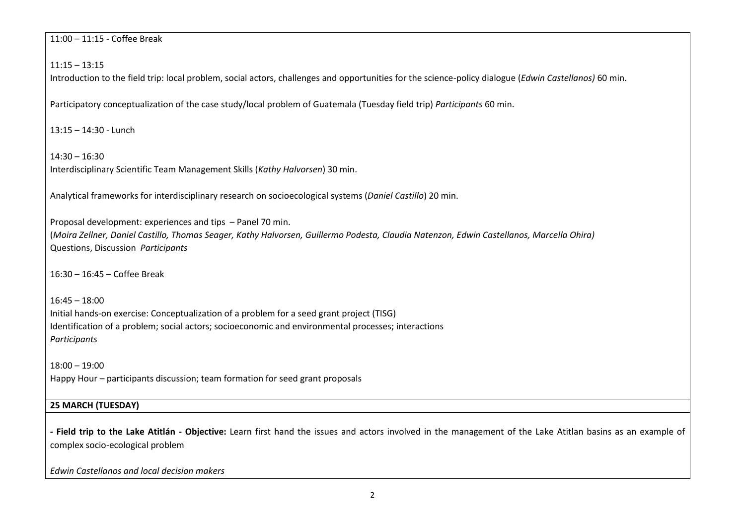11:00 – 11:15 - Coffee Break

11:15 – 13:15

Introduction to the field trip: local problem, social actors, challenges and opportunities for the science-policy dialogue (*Edwin Castellanos)* 60 min.

Participatory conceptualization of the case study/local problem of Guatemala (Tuesday field trip) *Participants* 60 min.

13:15 – 14:30 - Lunch

14:30 – 16:30

Interdisciplinary Scientific Team Management Skills (*Kathy Halvorsen*) 30 min.

Analytical frameworks for interdisciplinary research on socioecological systems (*Daniel Castillo*) 20 min.

Proposal development: experiences and tips – Panel 70 min.
(*Moira Zellner, Daniel Castillo, Thomas Seager, Kathy Halvorsen, Guillermo Podesta, Claudia Natenzon, Edwin Castellanos, Marcella Ohira)*
Questions, Discussion *Participants*

16:30 – 16:45 – Coffee Break

16:45 – 18:00

Initial hands-on exercise: Conceptualization of a problem for a seed grant project (TISG)
Identification of a problem; social actors; socioeconomic and environmental processes; interactions
*Participants*

18:00 – 19:00

Happy Hour – participants discussion; team formation for seed grant proposals

**25 MARCH (TUESDAY)**

**- Field trip to the Lake Atitlán - Objective:** Learn first hand the issues and actors involved in the management of the Lake Atitlan basins as an example of complex socio-ecological problem

*Edwin Castellanos and local decision makers*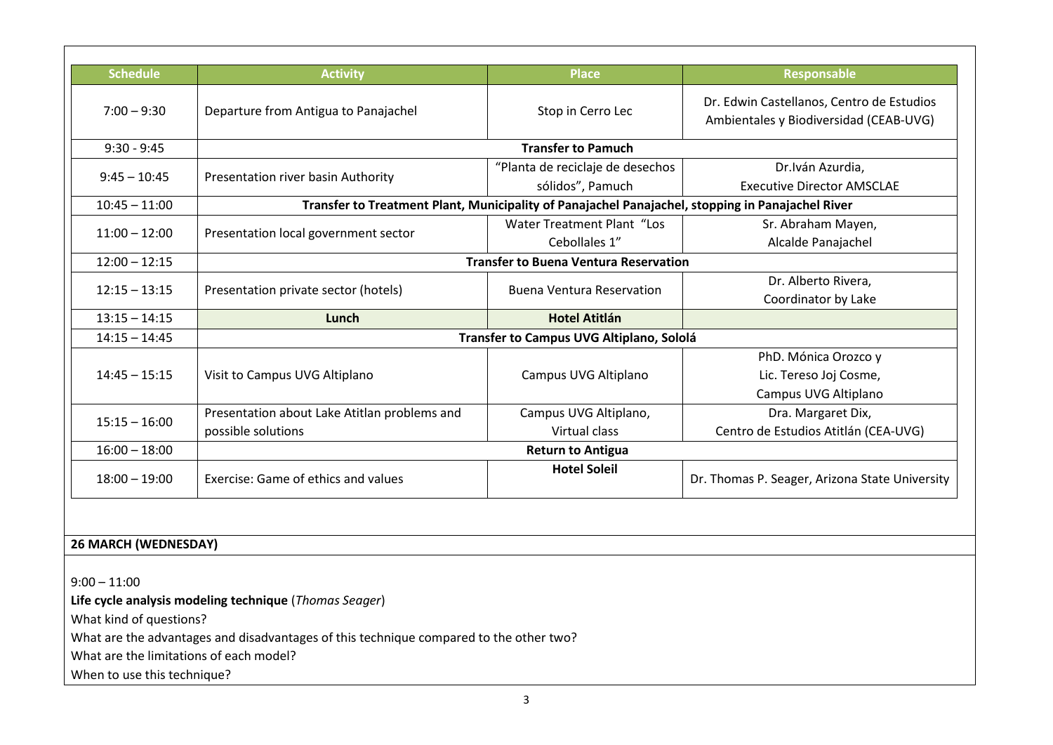| Schedule | Activity | Place | Responsable |
|---|---|---|---|
| 7:00 – 9:30 | Departure from Antigua to Panajachel | Stop in Cerro Lec | Dr. Edwin Castellanos, Centro de Estudios Ambientales y Biodiversidad (CEAB-UVG) |
| 9:30 - 9:45 | **Transfer to Pamuch** | | |
| 9:45 – 10:45 | Presentation river basin Authority | "Planta de reciclaje de desechos sólidos", Pamuch | Dr.Iván Azurdia, Executive Director AMSCLAE |
| 10:45 – 11:00 | **Transfer to Treatment Plant, Municipality of Panajachel Panajachel, stopping in Panajachel River** | | |
| 11:00 – 12:00 | Presentation local government sector | Water Treatment Plant "Los Cebollales 1" | Sr. Abraham Mayen, Alcalde Panajachel |
| 12:00 – 12:15 | **Transfer to Buena Ventura Reservation** | | |
| 12:15 – 13:15 | Presentation private sector (hotels) | Buena Ventura Reservation | Dr. Alberto Rivera, Coordinator by Lake |
| 13:15 – 14:15 | **Lunch** | **Hotel Atitlán** | |
| 14:15 – 14:45 | **Transfer to Campus UVG Altiplano, Sololá** | | |
| 14:45 – 15:15 | Visit to Campus UVG Altiplano | Campus UVG Altiplano | PhD. Mónica Orozco y Lic. Tereso Joj Cosme, Campus UVG Altiplano |
| 15:15 – 16:00 | Presentation about Lake Atitlan problems and possible solutions | Campus UVG Altiplano, Virtual class | Dra. Margaret Dix, Centro de Estudios Atitlán (CEA-UVG) |
| 16:00 – 18:00 | **Return to Antigua** | | |
| 18:00 – 19:00 | Exercise: Game of ethics and values | **Hotel Soleil** | Dr. Thomas P. Seager, Arizona State University |

**26 MARCH (WEDNESDAY)**

9:00 – 11:00

**Life cycle analysis modeling technique** (*Thomas Seager*)

What kind of questions?

What are the advantages and disadvantages of this technique compared to the other two?

What are the limitations of each model?

When to use this technique?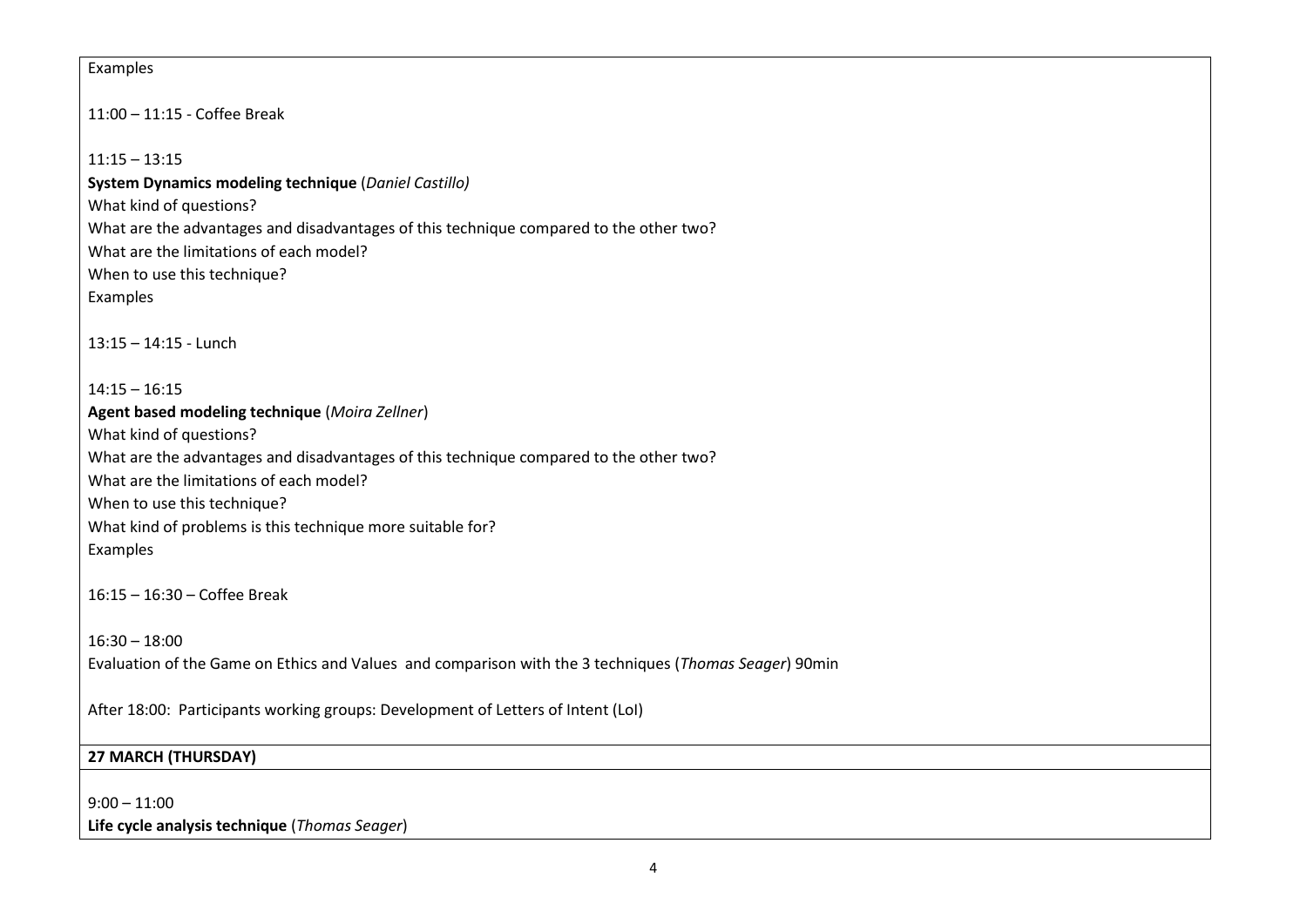Examples

11:00 – 11:15 - Coffee Break

11:15 – 13:15
**System Dynamics modeling technique** (*Daniel Castillo)*
What kind of questions?
What are the advantages and disadvantages of this technique compared to the other two?
What are the limitations of each model?
When to use this technique?
Examples

13:15 – 14:15 - Lunch

14:15 – 16:15
**Agent based modeling technique** (*Moira Zellner*)
What kind of questions?
What are the advantages and disadvantages of this technique compared to the other two?
What are the limitations of each model?
When to use this technique?
What kind of problems is this technique more suitable for?
Examples

16:15 – 16:30 – Coffee Break

16:30 – 18:00
Evaluation of the Game on Ethics and Values and comparison with the 3 techniques (*Thomas Seager*) 90min

After 18:00: Participants working groups: Development of Letters of Intent (LoI)

**27 MARCH (THURSDAY)**

9:00 – 11:00
**Life cycle analysis technique** (*Thomas Seager*)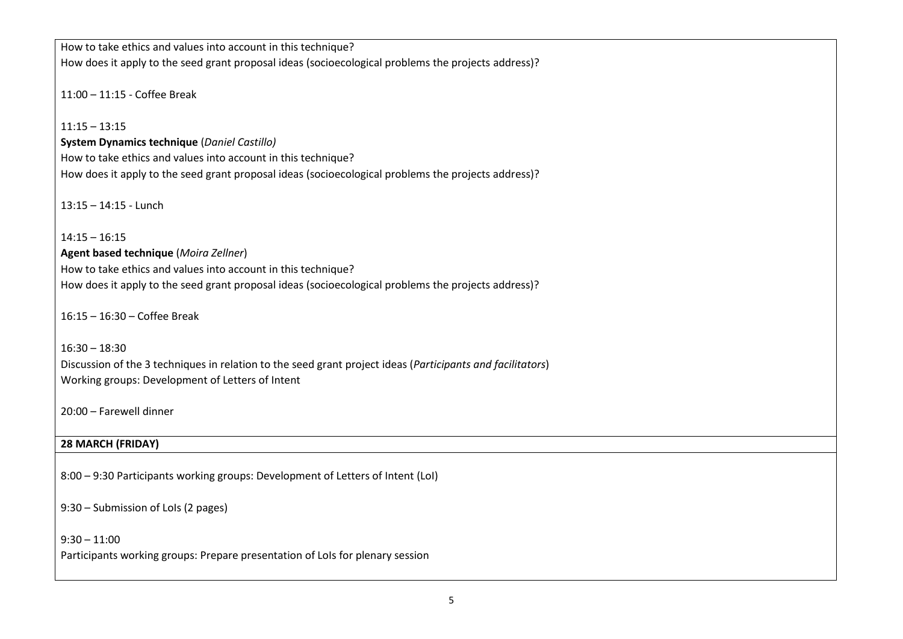How to take ethics and values into account in this technique?
How does it apply to the seed grant proposal ideas (socioecological problems the projects address)?

11:00 – 11:15 - Coffee Break

11:15 – 13:15
**System Dynamics technique** (*Daniel Castillo)*
How to take ethics and values into account in this technique?
How does it apply to the seed grant proposal ideas (socioecological problems the projects address)?

13:15 – 14:15 - Lunch

14:15 – 16:15
**Agent based technique** (*Moira Zellner*)
How to take ethics and values into account in this technique?
How does it apply to the seed grant proposal ideas (socioecological problems the projects address)?

16:15 – 16:30 – Coffee Break

16:30 – 18:30
Discussion of the 3 techniques in relation to the seed grant project ideas (*Participants and facilitators*)
Working groups: Development of Letters of Intent

20:00 – Farewell dinner

**28 MARCH (FRIDAY)**

8:00 – 9:30 Participants working groups: Development of Letters of Intent (LoI)

9:30 – Submission of LoIs (2 pages)

9:30 – 11:00
Participants working groups: Prepare presentation of LoIs for plenary session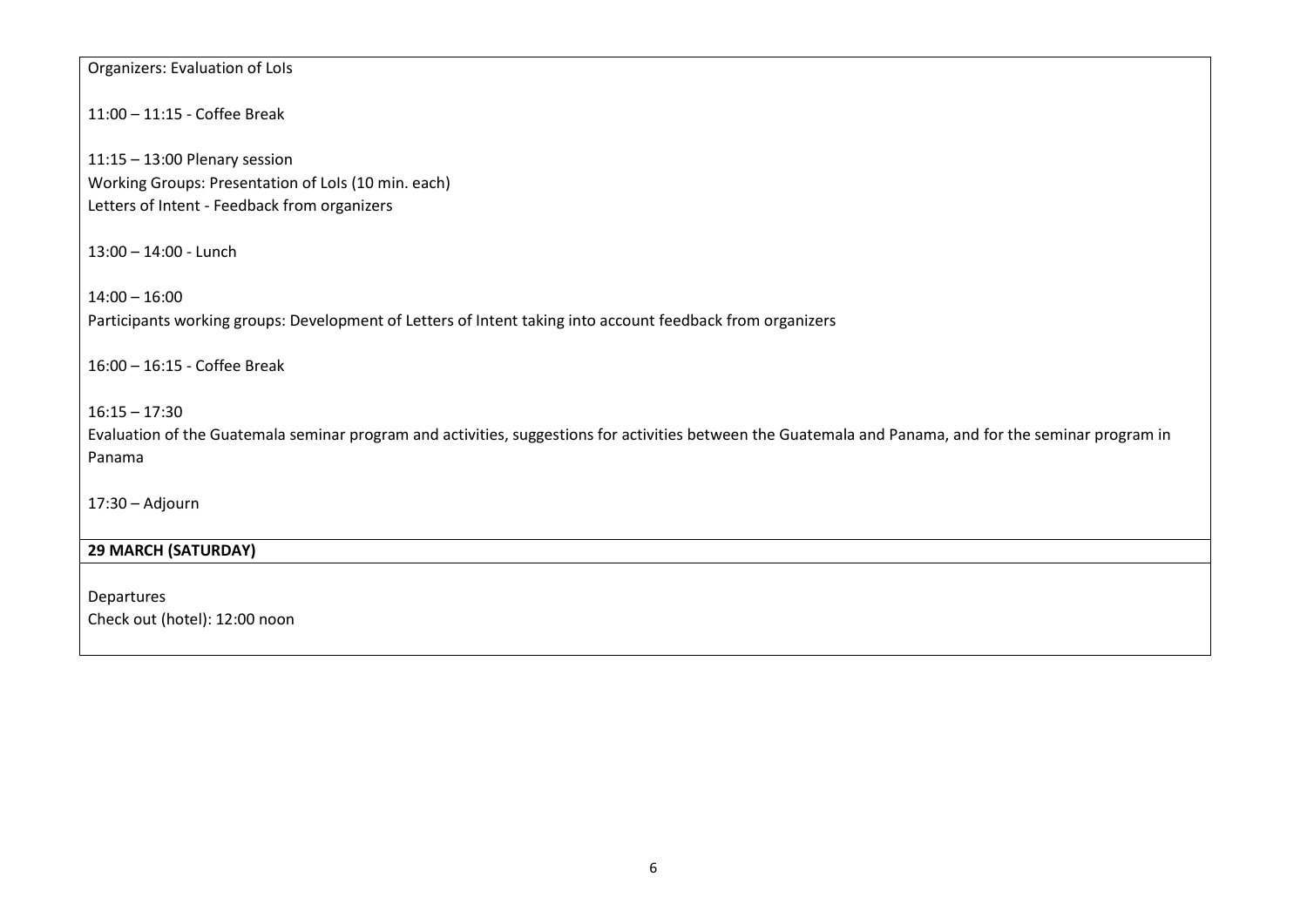Organizers: Evaluation of LoIs

11:00 – 11:15 - Coffee Break

11:15 – 13:00 Plenary session
Working Groups: Presentation of LoIs (10 min. each)
Letters of Intent - Feedback from organizers

13:00 – 14:00 - Lunch

14:00 – 16:00
Participants working groups: Development of Letters of Intent taking into account feedback from organizers

16:00 – 16:15 - Coffee Break

16:15 – 17:30
Evaluation of the Guatemala seminar program and activities, suggestions for activities between the Guatemala and Panama, and for the seminar program in Panama

17:30 – Adjourn

**29 MARCH (SATURDAY)**

Departures
Check out (hotel): 12:00 noon